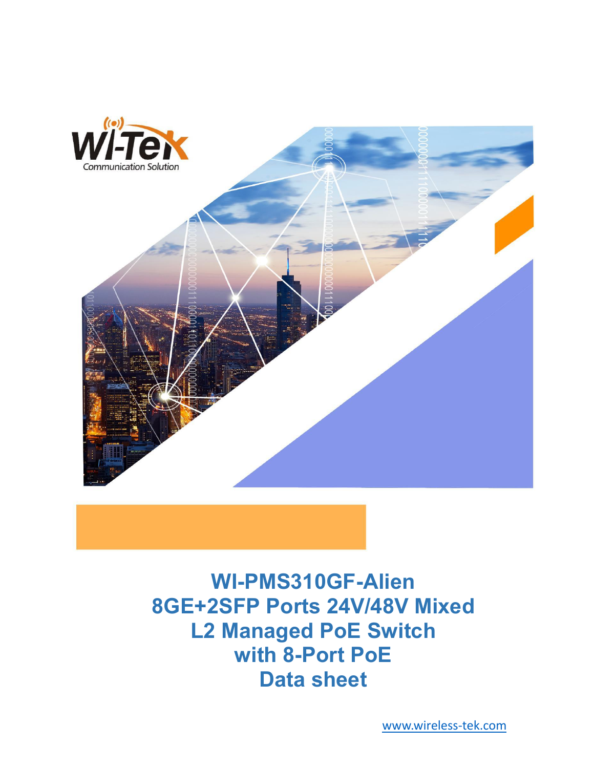Wi-Tek

Communication Solution

# WI-PMS310GF-Alien
# 8GE+2SFP Ports 24V/48V Mixed
# L2 Managed PoE Switch
# with 8-Port PoE
# Data sheet

www.wireless-tek.com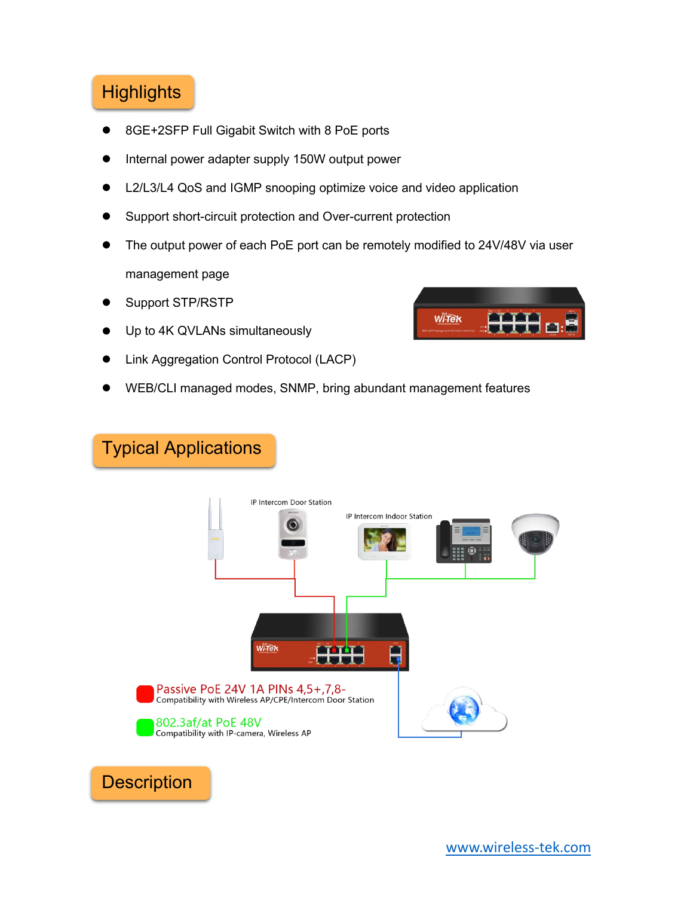## Highlights

- 8GE+2SFP Full Gigabit Switch with 8 PoE ports
- Internal power adapter supply 150W output power
- L2/L3/L4 QoS and IGMP snooping optimize voice and video application
- Support short-circuit protection and Over-current protection
- The output power of each PoE port can be remotely modified to 24V/48V via user management page
- Support STP/RSTP
- Up to 4K QVLANs simultaneously
- Link Aggregation Control Protocol (LACP)
- WEB/CLI managed modes, SNMP, bring abundant management features

## Typical Applications

IP Intercom Door Station

IP Intercom Indoor Station

Passive PoE 24V 1A PINs 4,5+,7,8-
Compatibility with Wireless AP/CPE/Intercom Door Station

802.3af/at PoE 48V
Compatibility with IP-camera, Wireless AP

## Description

www.wireless-tek.com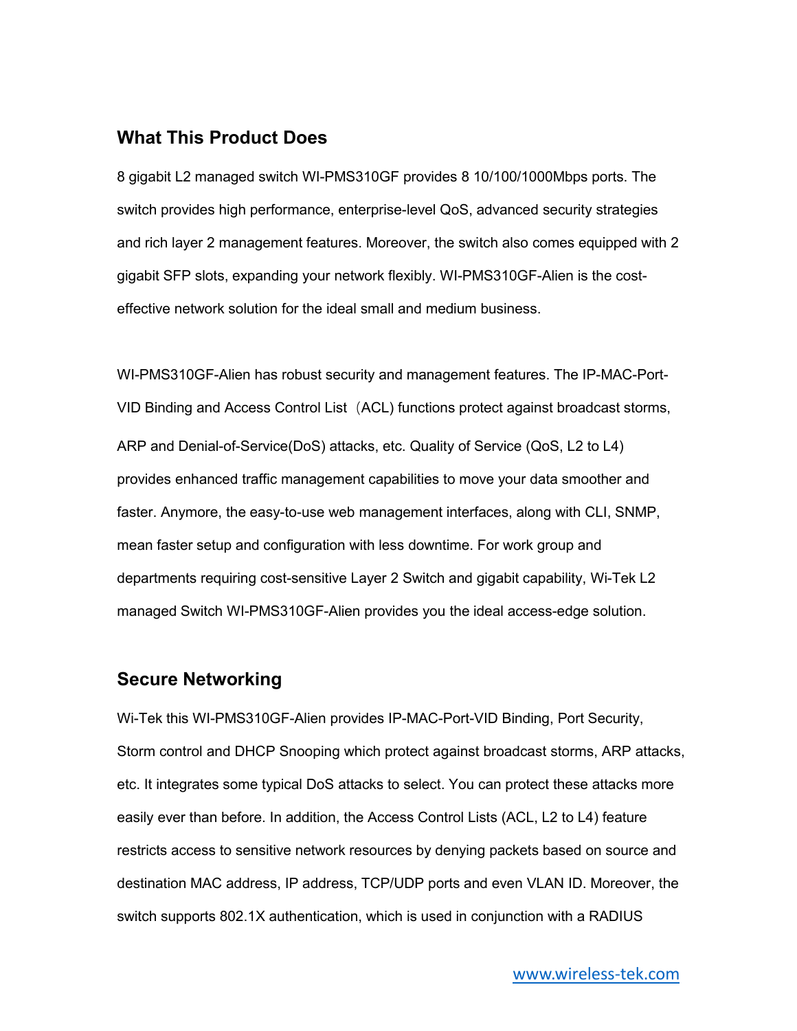## What This Product Does

8 gigabit L2 managed switch WI-PMS310GF provides 8 10/100/1000Mbps ports. The switch provides high performance, enterprise-level QoS, advanced security strategies and rich layer 2 management features. Moreover, the switch also comes equipped with 2 gigabit SFP slots, expanding your network flexibly. WI-PMS310GF-Alien is the cost-effective network solution for the ideal small and medium business.

WI-PMS310GF-Alien has robust security and management features. The IP-MAC-Port-VID Binding and Access Control List（ACL) functions protect against broadcast storms, ARP and Denial-of-Service(DoS) attacks, etc. Quality of Service (QoS, L2 to L4) provides enhanced traffic management capabilities to move your data smoother and faster. Anymore, the easy-to-use web management interfaces, along with CLI, SNMP, mean faster setup and configuration with less downtime. For work group and departments requiring cost-sensitive Layer 2 Switch and gigabit capability, Wi-Tek L2 managed Switch WI-PMS310GF-Alien provides you the ideal access-edge solution.

## Secure Networking

Wi-Tek this WI-PMS310GF-Alien provides IP-MAC-Port-VID Binding, Port Security, Storm control and DHCP Snooping which protect against broadcast storms, ARP attacks, etc. It integrates some typical DoS attacks to select. You can protect these attacks more easily ever than before. In addition, the Access Control Lists (ACL, L2 to L4) feature restricts access to sensitive network resources by denying packets based on source and destination MAC address, IP address, TCP/UDP ports and even VLAN ID. Moreover, the switch supports 802.1X authentication, which is used in conjunction with a RADIUS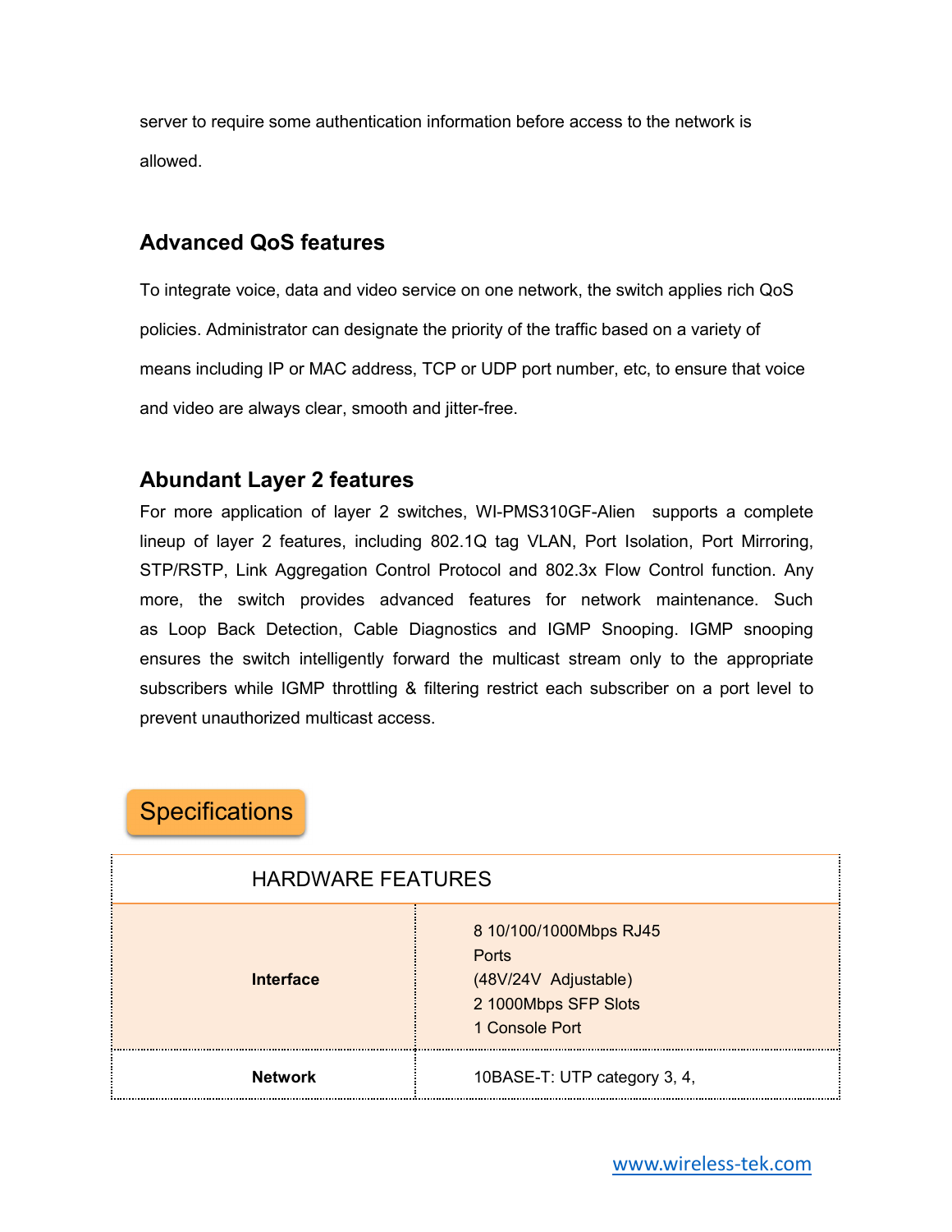server to require some authentication information before access to the network is allowed.

### Advanced QoS features

To integrate voice, data and video service on one network, the switch applies rich QoS policies. Administrator can designate the priority of the traffic based on a variety of means including IP or MAC address, TCP or UDP port number, etc, to ensure that voice and video are always clear, smooth and jitter-free.

### Abundant Layer 2 features

For more application of layer 2 switches, WI-PMS310GF-Alien supports a complete lineup of layer 2 features, including 802.1Q tag VLAN, Port Isolation, Port Mirroring, STP/RSTP, Link Aggregation Control Protocol and 802.3x Flow Control function. Any more, the switch provides advanced features for network maintenance. Such as Loop Back Detection, Cable Diagnostics and IGMP Snooping. IGMP snooping ensures the switch intelligently forward the multicast stream only to the appropriate subscribers while IGMP throttling & filtering restrict each subscriber on a port level to prevent unauthorized multicast access.

## Specifications

| HARDWARE FEATURES | |
|---|---|
| **Interface** | 8 10/100/1000Mbps RJ45 Ports<br>(48V/24V Adjustable)<br>2 1000Mbps SFP Slots<br>1 Console Port |
| **Network** | 10BASE-T: UTP category 3, 4, |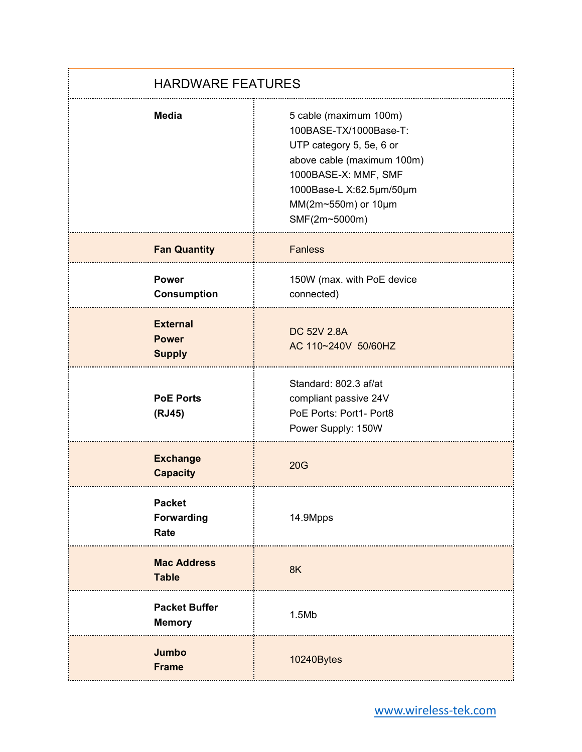| HARDWARE FEATURES | |
|---|---|
| **Media** | 5 cable (maximum 100m) 100BASE-TX/1000Base-T: UTP category 5, 5e, 6 or above cable (maximum 100m) 1000BASE-X: MMF, SMF 1000Base-L X:62.5μm/50μm MM(2m~550m) or 10μm SMF(2m~5000m) |
| **Fan Quantity** | Fanless |
| **Power Consumption** | 150W (max. with PoE device connected) |
| **External Power Supply** | DC 52V 2.8A<br>AC 110~240V 50/60HZ |
| **PoE Ports (RJ45)** | Standard: 802.3 af/at compliant passive 24V<br>PoE Ports: Port1- Port8<br>Power Supply: 150W |
| **Exchange Capacity** | 20G |
| **Packet Forwarding Rate** | 14.9Mpps |
| **Mac Address Table** | 8K |
| **Packet Buffer Memory** | 1.5Mb |
| **Jumbo Frame** | 10240Bytes |

www.wireless-tek.com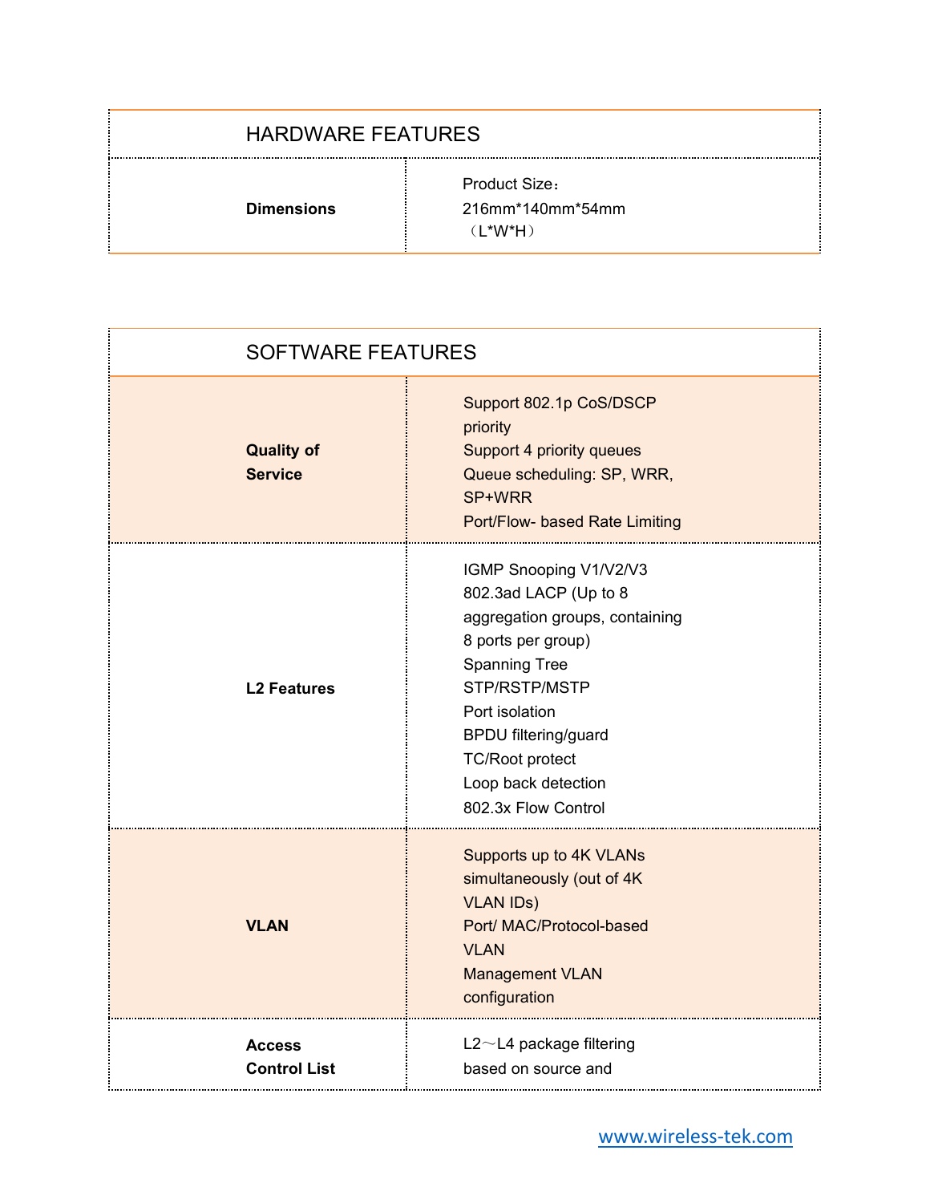| HARDWARE FEATURES | |
|---|---|
| **Dimensions** | Product Size：<br>216mm*140mm*54mm<br>（L*W*H） |

| SOFTWARE FEATURES | |
|---|---|
| **Quality of Service** | Support 802.1p CoS/DSCP priority<br>Support 4 priority queues<br>Queue scheduling: SP, WRR, SP+WRR<br>Port/Flow- based Rate Limiting |
| **L2 Features** | IGMP Snooping V1/V2/V3<br>802.3ad LACP (Up to 8 aggregation groups, containing 8 ports per group)<br>Spanning Tree STP/RSTP/MSTP<br>Port isolation<br>BPDU filtering/guard<br>TC/Root protect<br>Loop back detection<br>802.3x Flow Control |
| **VLAN** | Supports up to 4K VLANs simultaneously (out of 4K VLAN IDs)<br>Port/ MAC/Protocol-based VLAN<br>Management VLAN configuration |
| **Access Control List** | L2～L4 package filtering based on source and |

www.wireless-tek.com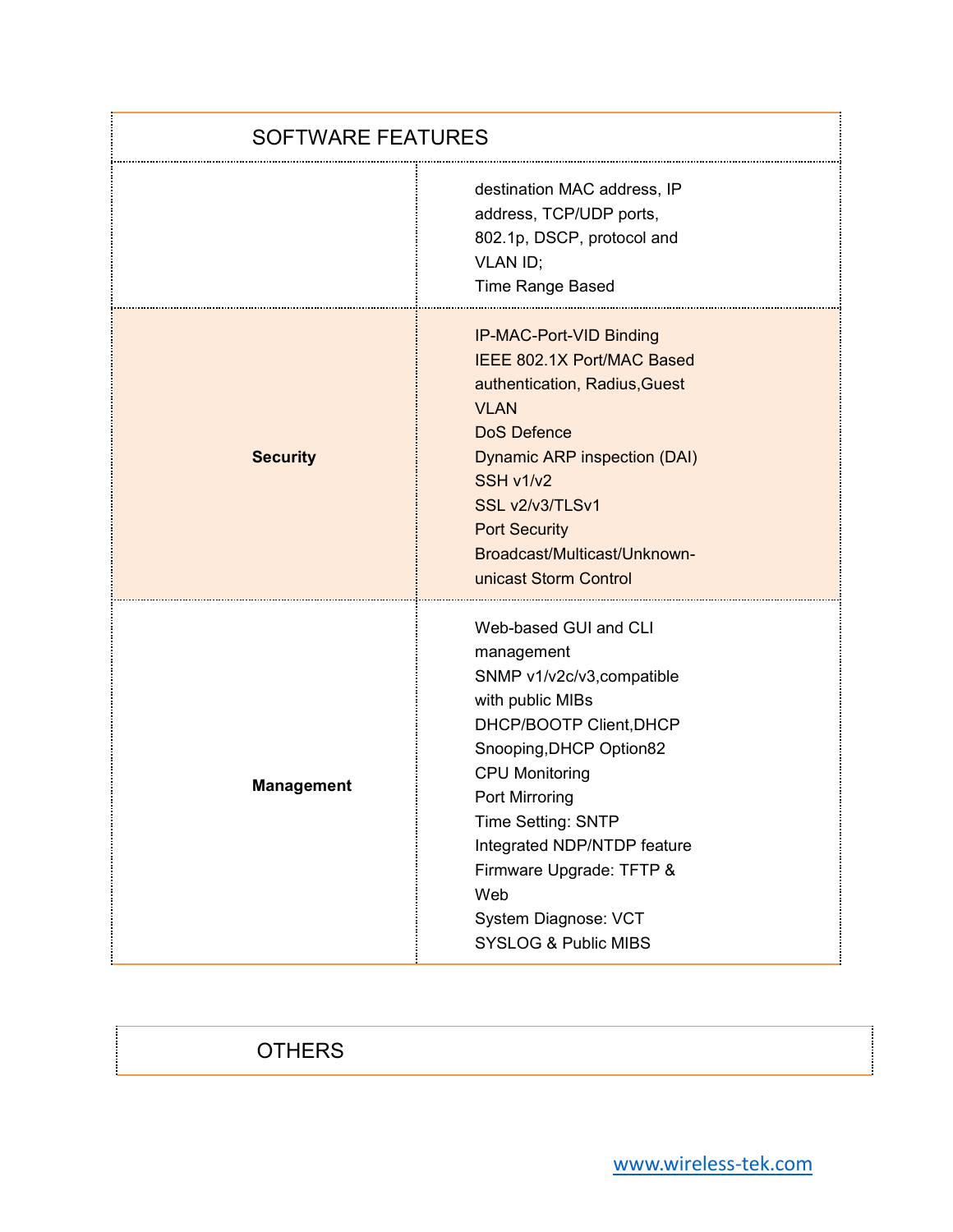| SOFTWARE FEATURES | |
|---|---|
| | destination MAC address, IP address, TCP/UDP ports, 802.1p, DSCP, protocol and VLAN ID;<br>Time Range Based |
| **Security** | IP-MAC-Port-VID Binding<br>IEEE 802.1X Port/MAC Based authentication, Radius,Guest VLAN<br>DoS Defence<br>Dynamic ARP inspection (DAI)<br>SSH v1/v2<br>SSL v2/v3/TLSv1<br>Port Security<br>Broadcast/Multicast/Unknown-unicast Storm Control |
| **Management** | Web-based GUI and CLI management<br>SNMP v1/v2c/v3,compatible with public MIBs<br>DHCP/BOOTP Client,DHCP Snooping,DHCP Option82<br>CPU Monitoring<br>Port Mirroring<br>Time Setting: SNTP<br>Integrated NDP/NTDP feature<br>Firmware Upgrade: TFTP & Web<br>System Diagnose: VCT<br>SYSLOG & Public MIBS |

| OTHERS |
|---|

www.wireless-tek.com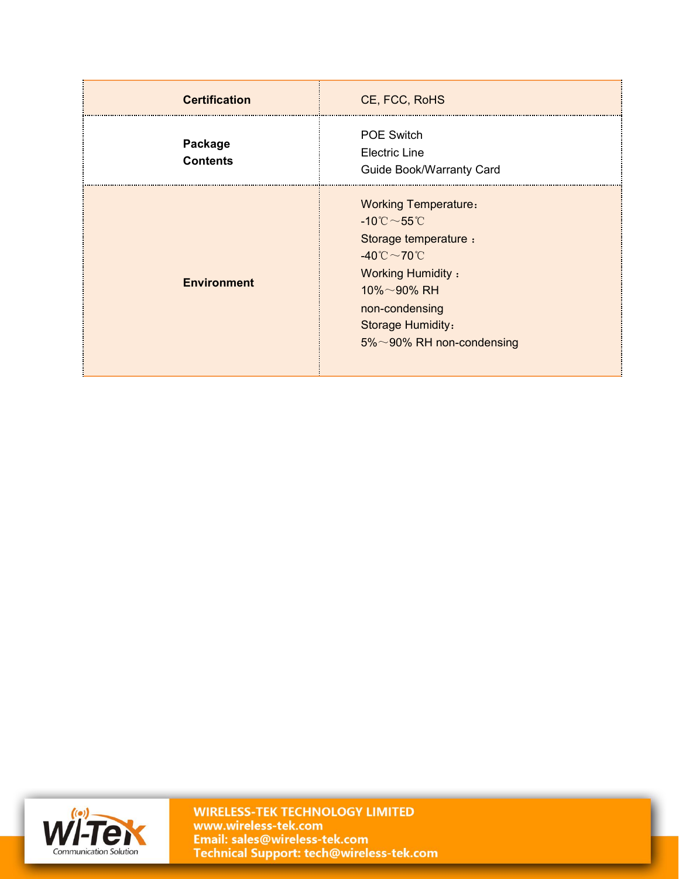| | |
|---|---|
| **Certification** | CE, FCC, RoHS |
| **Package Contents** | POE Switch<br>Electric Line<br>Guide Book/Warranty Card |
| **Environment** | Working Temperature：<br>-10℃～55℃<br>Storage temperature ：<br>-40℃～70℃<br>Working Humidity ：<br>10%～90% RH<br>non-condensing<br>Storage Humidity：<br>5%～90% RH non-condensing |